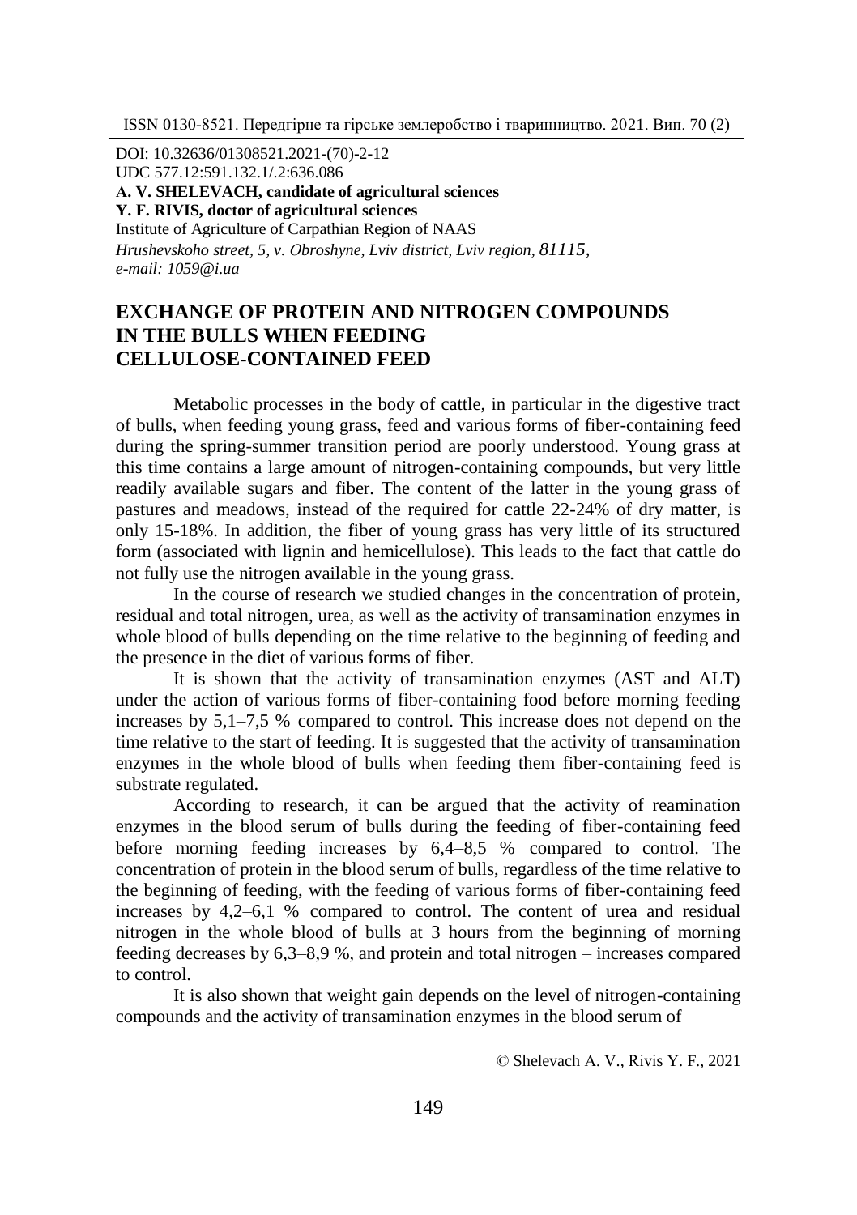DOI: 10.32636/01308521.2021-(70)-2-12
UDC 577.12:591.132.1/.2:636.086
**A. V. SHELEVACH, candidate of agricultural sciences**
**Y. F. RIVIS, doctor of agricultural sciences**
Institute of Agriculture of Carpathian Region of NAAS
*Hrushevskoho street, 5, v. Obroshyne, Lviv district, Lviv region, 81115,*
*e-mail: 1059@i.ua*

# EXCHANGE OF PROTEIN AND NITROGEN COMPOUNDS IN THE BULLS WHEN FEEDING CELLULOSE-CONTAINED FEED

Metabolic processes in the body of cattle, in particular in the digestive tract of bulls, when feeding young grass, feed and various forms of fiber-containing feed during the spring-summer transition period are poorly understood. Young grass at this time contains a large amount of nitrogen-containing compounds, but very little readily available sugars and fiber. The content of the latter in the young grass of pastures and meadows, instead of the required for cattle 22-24% of dry matter, is only 15-18%. In addition, the fiber of young grass has very little of its structured form (associated with lignin and hemicellulose). This leads to the fact that cattle do not fully use the nitrogen available in the young grass.

In the course of research we studied changes in the concentration of protein, residual and total nitrogen, urea, as well as the activity of transamination enzymes in whole blood of bulls depending on the time relative to the beginning of feeding and the presence in the diet of various forms of fiber.

It is shown that the activity of transamination enzymes (AST and ALT) under the action of various forms of fiber-containing food before morning feeding increases by 5,1–7,5 % compared to control. This increase does not depend on the time relative to the start of feeding. It is suggested that the activity of transamination enzymes in the whole blood of bulls when feeding them fiber-containing feed is substrate regulated.

According to research, it can be argued that the activity of reamination enzymes in the blood serum of bulls during the feeding of fiber-containing feed before morning feeding increases by 6,4–8,5 % compared to control. The concentration of protein in the blood serum of bulls, regardless of the time relative to the beginning of feeding, with the feeding of various forms of fiber-containing feed increases by 4,2–6,1 % compared to control. The content of urea and residual nitrogen in the whole blood of bulls at 3 hours from the beginning of morning feeding decreases by 6,3–8,9 %, and protein and total nitrogen – increases compared to control.

It is also shown that weight gain depends on the level of nitrogen-containing compounds and the activity of transamination enzymes in the blood serum of

© Shelevach A. V., Rivis Y. F., 2021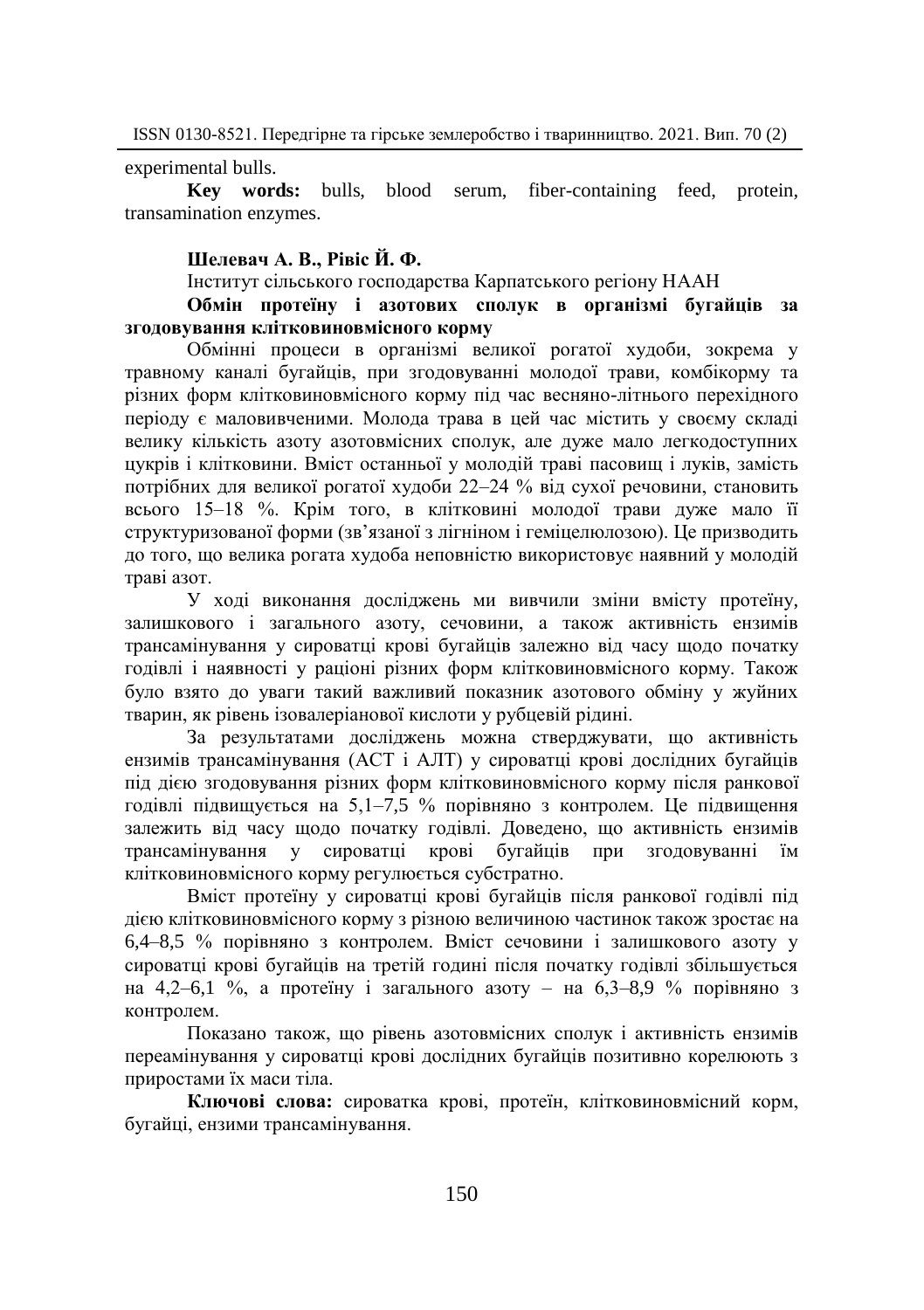experimental bulls.

**Key words:** bulls, blood serum, fiber-containing feed, protein, transamination enzymes.

**Шелевач А. В., Рівіс Й. Ф.**

Інститут сільського господарства Карпатського регіону НААН

**Обмін протеїну і азотових сполук в організмі бугайців за згодовування клітковиновмісного корму**

Обмінні процеси в організмі великої рогатої худоби, зокрема у травному каналі бугайців, при згодовуванні молодої трави, комбікорму та різних форм клітковиновмісного корму під час весняно-літнього перехідного періоду є маловивченими. Молода трава в цей час містить у своєму складі велику кількість азоту азотовмісних сполук, але дуже мало легкодоступних цукрів і клітковини. Вміст останньої у молодій траві пасовищ і луків, замість потрібних для великої рогатої худоби 22–24 % від сухої речовини, становить всього 15–18 %. Крім того, в клітковині молодої трави дуже мало її структуризованої форми (зв'язаної з лігніном і геміцелюлозою). Це призводить до того, що велика рогата худоба неповністю використовує наявний у молодій траві азот.

У ході виконання досліджень ми вивчили зміни вмісту протеїну, залишкового і загального азоту, сечовини, а також активність ензимів трансамінування у сироватці крові бугайців залежно від часу щодо початку годівлі і наявності у раціоні різних форм клітковиновмісного корму. Також було взято до уваги такий важливий показник азотового обміну у жуйних тварин, як рівень ізовалеріанової кислоти у рубцевій рідині.

За результатами досліджень можна стверджувати, що активність ензимів трансамінування (АСТ і АЛТ) у сироватці крові дослідних бугайців під дією згодовування різних форм клітковиновмісного корму після ранкової годівлі підвищується на 5,1–7,5 % порівняно з контролем. Це підвищення залежить від часу щодо початку годівлі. Доведено, що активність ензимів трансамінування у сироватці крові бугайців при згодовуванні їм клітковиновмісного корму регулюється субстратно.

Вміст протеїну у сироватці крові бугайців після ранкової годівлі під дією клітковиновмісного корму з різною величиною частинок також зростає на 6,4–8,5 % порівняно з контролем. Вміст сечовини і залишкового азоту у сироватці крові бугайців на третій годині після початку годівлі збільшується на 4,2–6,1 %, а протеїну і загального азоту – на 6,3–8,9 % порівняно з контролем.

Показано також, що рівень азотовмісних сполук і активність ензимів переамінування у сироватці крові дослідних бугайців позитивно корелюють з приростами їх маси тіла.

**Ключові слова:** сироватка крові, протеїн, клітковиновмісний корм, бугайці, ензими трансамінування.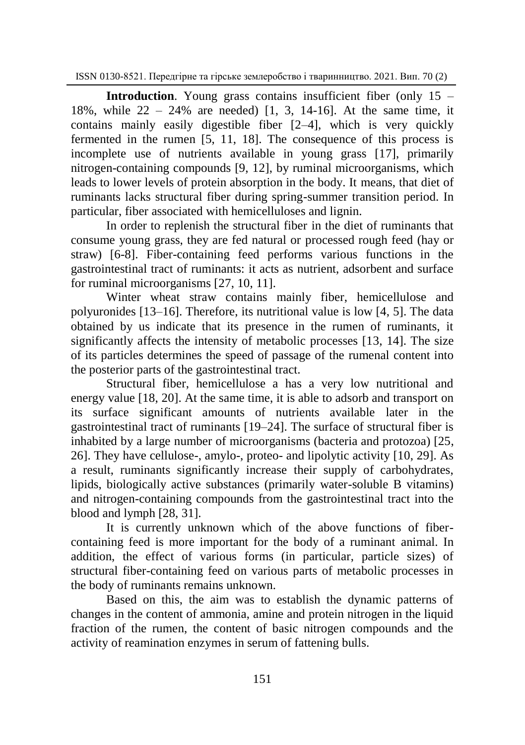**Introduction**. Young grass contains insufficient fiber (only 15 – 18%, while 22 – 24% are needed) [1, 3, 14-16]. At the same time, it contains mainly easily digestible fiber [2–4], which is very quickly fermented in the rumen [5, 11, 18]. The consequence of this process is incomplete use of nutrients available in young grass [17], primarily nitrogen-containing compounds [9, 12], by ruminal microorganisms, which leads to lower levels of protein absorption in the body. It means, that diet of ruminants lacks structural fiber during spring-summer transition period. In particular, fiber associated with hemicelluloses and lignin.

In order to replenish the structural fiber in the diet of ruminants that consume young grass, they are fed natural or processed rough feed (hay or straw) [6-8]. Fiber-containing feed performs various functions in the gastrointestinal tract of ruminants: it acts as nutrient, adsorbent and surface for ruminal microorganisms [27, 10, 11].

Winter wheat straw contains mainly fiber, hemicellulose and polyuronides [13–16]. Therefore, its nutritional value is low [4, 5]. The data obtained by us indicate that its presence in the rumen of ruminants, it significantly affects the intensity of metabolic processes [13, 14]. The size of its particles determines the speed of passage of the rumenal content into the posterior parts of the gastrointestinal tract.

Structural fiber, hemicellulose a has a very low nutritional and energy value [18, 20]. At the same time, it is able to adsorb and transport on its surface significant amounts of nutrients available later in the gastrointestinal tract of ruminants [19–24]. The surface of structural fiber is inhabited by a large number of microorganisms (bacteria and protozoa) [25, 26]. They have cellulose-, amylo-, proteo- and lipolytic activity [10, 29]. As a result, ruminants significantly increase their supply of carbohydrates, lipids, biologically active substances (primarily water-soluble B vitamins) and nitrogen-containing compounds from the gastrointestinal tract into the blood and lymph [28, 31].

It is currently unknown which of the above functions of fiber-containing feed is more important for the body of a ruminant animal. In addition, the effect of various forms (in particular, particle sizes) of structural fiber-containing feed on various parts of metabolic processes in the body of ruminants remains unknown.

Based on this, the aim was to establish the dynamic patterns of changes in the content of ammonia, amine and protein nitrogen in the liquid fraction of the rumen, the content of basic nitrogen compounds and the activity of reamination enzymes in serum of fattening bulls.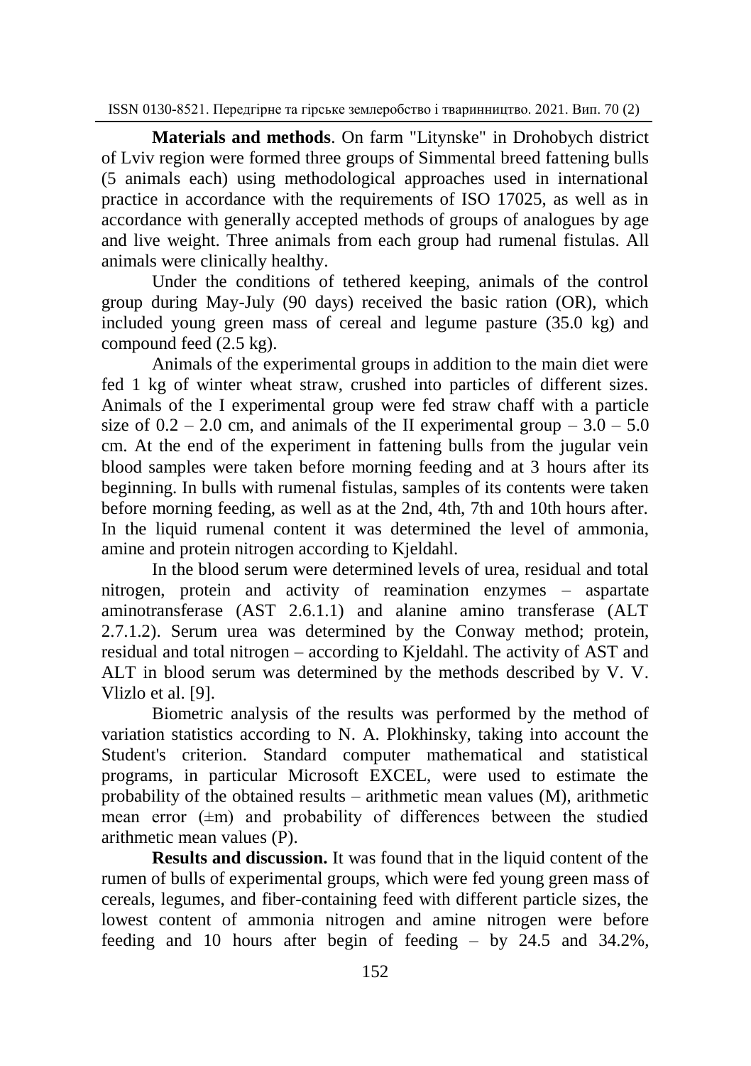**Materials and methods**. On farm "Litynske" in Drohobych district of Lviv region were formed three groups of Simmental breed fattening bulls (5 animals each) using methodological approaches used in international practice in accordance with the requirements of ISO 17025, as well as in accordance with generally accepted methods of groups of analogues by age and live weight. Three animals from each group had rumenal fistulas. All animals were clinically healthy.

Under the conditions of tethered keeping, animals of the control group during May-July (90 days) received the basic ration (OR), which included young green mass of cereal and legume pasture (35.0 kg) and compound feed (2.5 kg).

Animals of the experimental groups in addition to the main diet were fed 1 kg of winter wheat straw, crushed into particles of different sizes. Animals of the I experimental group were fed straw chaff with a particle size of 0.2 – 2.0 cm, and animals of the II experimental group – 3.0 – 5.0 cm. At the end of the experiment in fattening bulls from the jugular vein blood samples were taken before morning feeding and at 3 hours after its beginning. In bulls with rumenal fistulas, samples of its contents were taken before morning feeding, as well as at the 2nd, 4th, 7th and 10th hours after. In the liquid rumenal content it was determined the level of ammonia, amine and protein nitrogen according to Kjeldahl.

In the blood serum were determined levels of urea, residual and total nitrogen, protein and activity of reamination enzymes – aspartate aminotransferase (AST 2.6.1.1) and alanine amino transferase (ALT 2.7.1.2). Serum urea was determined by the Conway method; protein, residual and total nitrogen – according to Kjeldahl. The activity of AST and ALT in blood serum was determined by the methods described by V. V. Vlizlo et al. [9].

Biometric analysis of the results was performed by the method of variation statistics according to N. A. Plokhinsky, taking into account the Student's criterion. Standard computer mathematical and statistical programs, in particular Microsoft EXCEL, were used to estimate the probability of the obtained results – arithmetic mean values (M), arithmetic mean error (±m) and probability of differences between the studied arithmetic mean values (P).

**Results and discussion.** It was found that in the liquid content of the rumen of bulls of experimental groups, which were fed young green mass of cereals, legumes, and fiber-containing feed with different particle sizes, the lowest content of ammonia nitrogen and amine nitrogen were before feeding and 10 hours after begin of feeding – by 24.5 and 34.2%,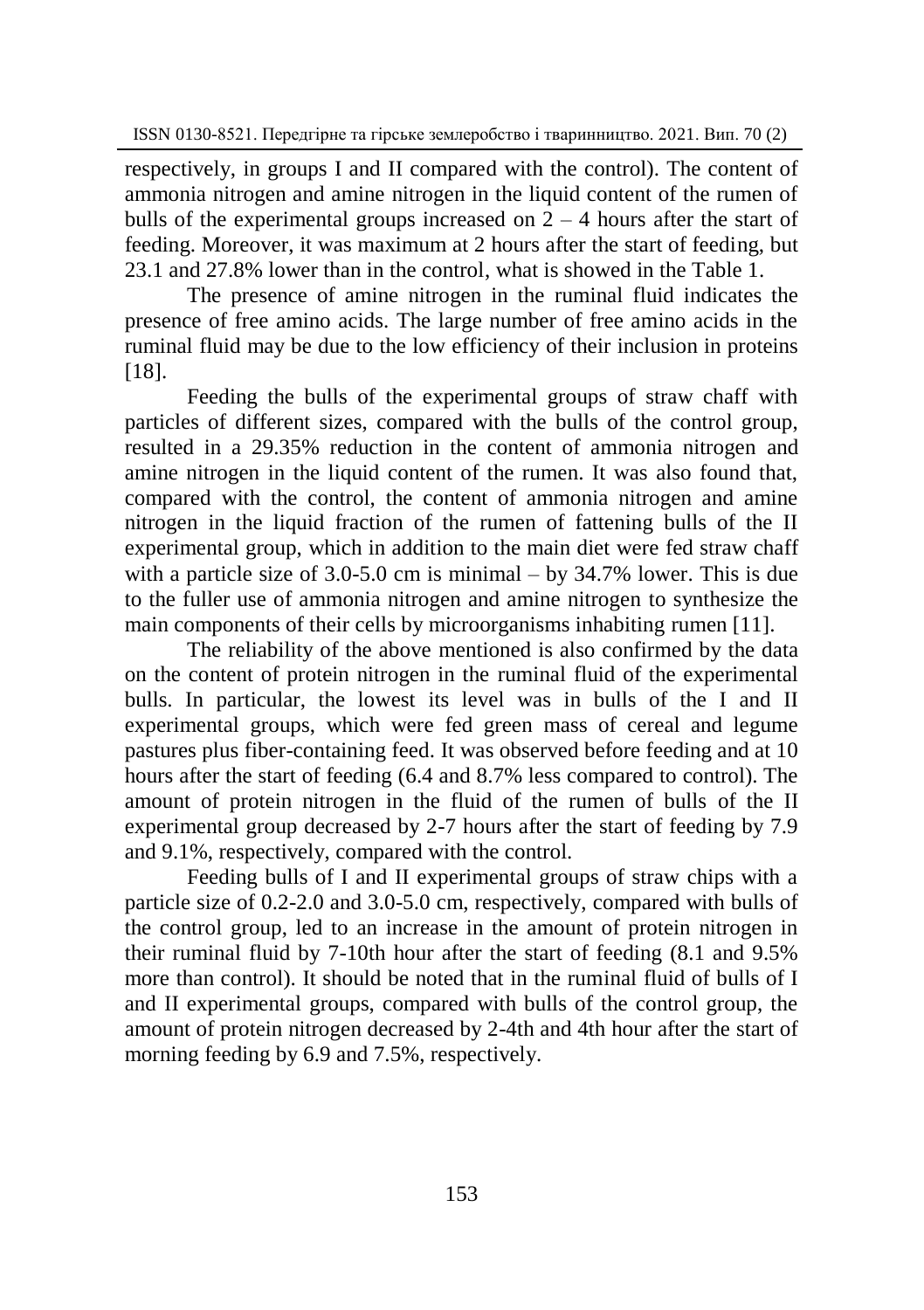respectively, in groups I and II compared with the control). The content of ammonia nitrogen and amine nitrogen in the liquid content of the rumen of bulls of the experimental groups increased on 2 – 4 hours after the start of feeding. Moreover, it was maximum at 2 hours after the start of feeding, but 23.1 and 27.8% lower than in the control, what is showed in the Table 1.

The presence of amine nitrogen in the ruminal fluid indicates the presence of free amino acids. The large number of free amino acids in the ruminal fluid may be due to the low efficiency of their inclusion in proteins [18].

Feeding the bulls of the experimental groups of straw chaff with particles of different sizes, compared with the bulls of the control group, resulted in a 29.35% reduction in the content of ammonia nitrogen and amine nitrogen in the liquid content of the rumen. It was also found that, compared with the control, the content of ammonia nitrogen and amine nitrogen in the liquid fraction of the rumen of fattening bulls of the II experimental group, which in addition to the main diet were fed straw chaff with a particle size of 3.0-5.0 cm is minimal – by 34.7% lower. This is due to the fuller use of ammonia nitrogen and amine nitrogen to synthesize the main components of their cells by microorganisms inhabiting rumen [11].

The reliability of the above mentioned is also confirmed by the data on the content of protein nitrogen in the ruminal fluid of the experimental bulls. In particular, the lowest its level was in bulls of the I and II experimental groups, which were fed green mass of cereal and legume pastures plus fiber-containing feed. It was observed before feeding and at 10 hours after the start of feeding (6.4 and 8.7% less compared to control). The amount of protein nitrogen in the fluid of the rumen of bulls of the II experimental group decreased by 2-7 hours after the start of feeding by 7.9 and 9.1%, respectively, compared with the control.

Feeding bulls of I and II experimental groups of straw chips with a particle size of 0.2-2.0 and 3.0-5.0 cm, respectively, compared with bulls of the control group, led to an increase in the amount of protein nitrogen in their ruminal fluid by 7-10th hour after the start of feeding (8.1 and 9.5% more than control). It should be noted that in the ruminal fluid of bulls of I and II experimental groups, compared with bulls of the control group, the amount of protein nitrogen decreased by 2-4th and 4th hour after the start of morning feeding by 6.9 and 7.5%, respectively.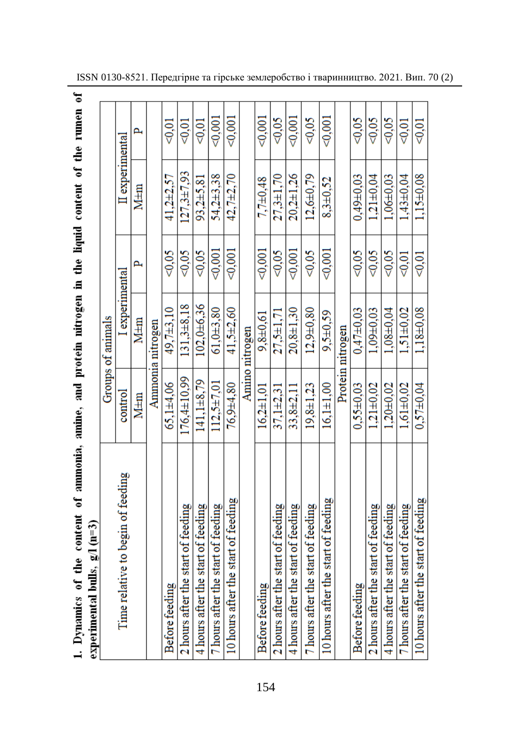**1. Dynamics of the content of ammonia, amine, and protein nitrogen in the liquid content of the rumen of experimental bulls, g/l (n=3)**

| Time relative to begin of feeding | Groups of animals | | | | |
|---|---|---|---|---|---|
| | control | I experimental | | II experimental | |
| | M±m | M±m | P | M±m | P |
| | | Ammonia nitrogen | | | |
| Before feeding | 65,1±4,06 | 49,7±3,10 | <0,05 | 41,2±2,57 | <0,01 |
| 2 hours after the start of feeding | 176,4±10,99 | 131,3±8,18 | <0,05 | 127,3±7,93 | <0,01 |
| 4 hours after the start of feeding | 141,1±8,79 | 102,0±6,36 | <0,05 | 93,2±5,81 | <0,01 |
| 7 hours after the start of feeding | 112,5±7,01 | 61,0±3,80 | <0,001 | 54,2±3,38 | <0,001 |
| 10 hours after the start of feeding | 76,9±4,80 | 41,5±2,60 | <0,001 | 42,7±2,70 | <0,001 |
| | | Amino nitrogen | | | |
| Before feeding | 16,2±1,01 | 9,8±0,61 | <0,001 | 7,7±0,48 | <0,001 |
| 2 hours after the start of feeding | 37,1±2,31 | 27,5±1,71 | <0,05 | 27,3±1,70 | <0,05 |
| 4 hours after the start of feeding | 33,8±2,11 | 20,8±1,30 | <0,001 | 20,2±1,26 | <0,001 |
| 7 hours after the start of feeding | 19,8±1,23 | 12,9±0,80 | <0,05 | 12,6±0,79 | <0,05 |
| 10 hours after the start of feeding | 16,1±1,00 | 9,5±0,59 | <0,001 | 8,3±0,52 | <0,001 |
| | | Protein nitrogen | | | |
| Before feeding | 0,55±0,03 | 0,47±0,03 | <0,05 | 0,49±0,03 | <0,05 |
| 2 hours after the start of feeding | 1,21±0,02 | 1,09±0,03 | <0,05 | 1,21±0,04 | <0,05 |
| 4 hours after the start of feeding | 1,20±0,02 | 1,08±0,04 | <0,05 | 1,06±0,03 | <0,05 |
| 7 hours after the start of feeding | 1,61±0,02 | 1,51±0,02 | <0,01 | 1,43±0,04 | <0,01 |
| 10 hours after the start of feeding | 0,57±0,04 | 1,18±0,08 | <0,01 | 1,15±0,08 | <0,01 |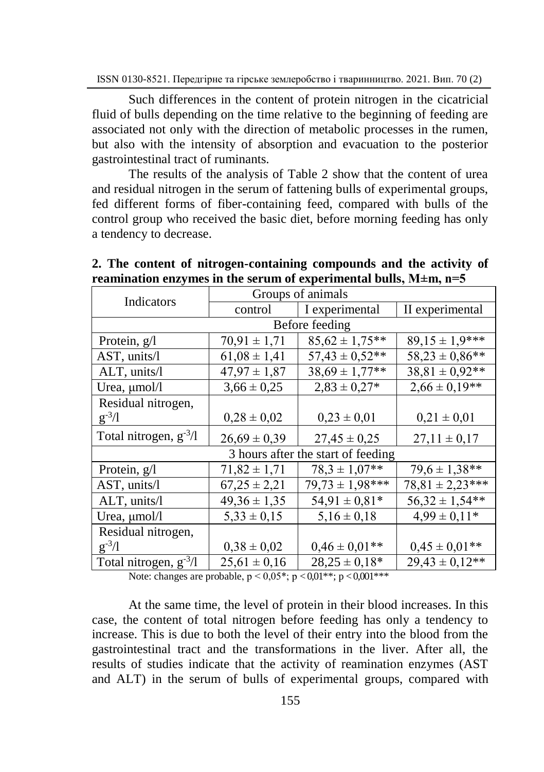Such differences in the content of protein nitrogen in the cicatricial fluid of bulls depending on the time relative to the beginning of feeding are associated not only with the direction of metabolic processes in the rumen, but also with the intensity of absorption and evacuation to the posterior gastrointestinal tract of ruminants.

The results of the analysis of Table 2 show that the content of urea and residual nitrogen in the serum of fattening bulls of experimental groups, fed different forms of fiber-containing feed, compared with bulls of the control group who received the basic diet, before morning feeding has only a tendency to decrease.

**2. The content of nitrogen-containing compounds and the activity of reamination enzymes in the serum of experimental bulls, M±m, n=5**

| Indicators | Groups of animals | | |
|---|---|---|---|
| | control | I experimental | II experimental |
| Before feeding | | | |
| Protein, g/l | 70,91 ± 1,71 | 85,62 ± 1,75** | 89,15 ± 1,9*** |
| AST, units/l | 61,08 ± 1,41 | 57,43 ± 0,52** | 58,23 ± 0,86** |
| ALT, units/l | 47,97 ± 1,87 | 38,69 ± 1,77** | 38,81 ± 0,92** |
| Urea, μmol/l | 3,66 ± 0,25 | 2,83 ± 0,27* | 2,66 ± 0,19** |
| Residual nitrogen, $g^{-3}$/l | 0,28 ± 0,02 | 0,23 ± 0,01 | 0,21 ± 0,01 |
| Total nitrogen, $g^{-3}$/l | 26,69 ± 0,39 | 27,45 ± 0,25 | 27,11 ± 0,17 |
| 3 hours after the start of feeding | | | |
| Protein, g/l | 71,82 ± 1,71 | 78,3 ± 1,07** | 79,6 ± 1,38** |
| AST, units/l | 67,25 ± 2,21 | 79,73 ± 1,98*** | 78,81 ± 2,23*** |
| ALT, units/l | 49,36 ± 1,35 | 54,91 ± 0,81* | 56,32 ± 1,54** |
| Urea, μmol/l | 5,33 ± 0,15 | 5,16 ± 0,18 | 4,99 ± 0,11* |
| Residual nitrogen, $g^{-3}$/l | 0,38 ± 0,02 | 0,46 ± 0,01** | 0,45 ± 0,01** |
| Total nitrogen, $g^{-3}$/l | 25,61 ± 0,16 | 28,25 ± 0,18* | 29,43 ± 0,12** |

Note: changes are probable, $p < 0,05$*; $p < 0,01$**; $p < 0,001$***

At the same time, the level of protein in their blood increases. In this case, the content of total nitrogen before feeding has only a tendency to increase. This is due to both the level of their entry into the blood from the gastrointestinal tract and the transformations in the liver. After all, the results of studies indicate that the activity of reamination enzymes (AST and ALT) in the serum of bulls of experimental groups, compared with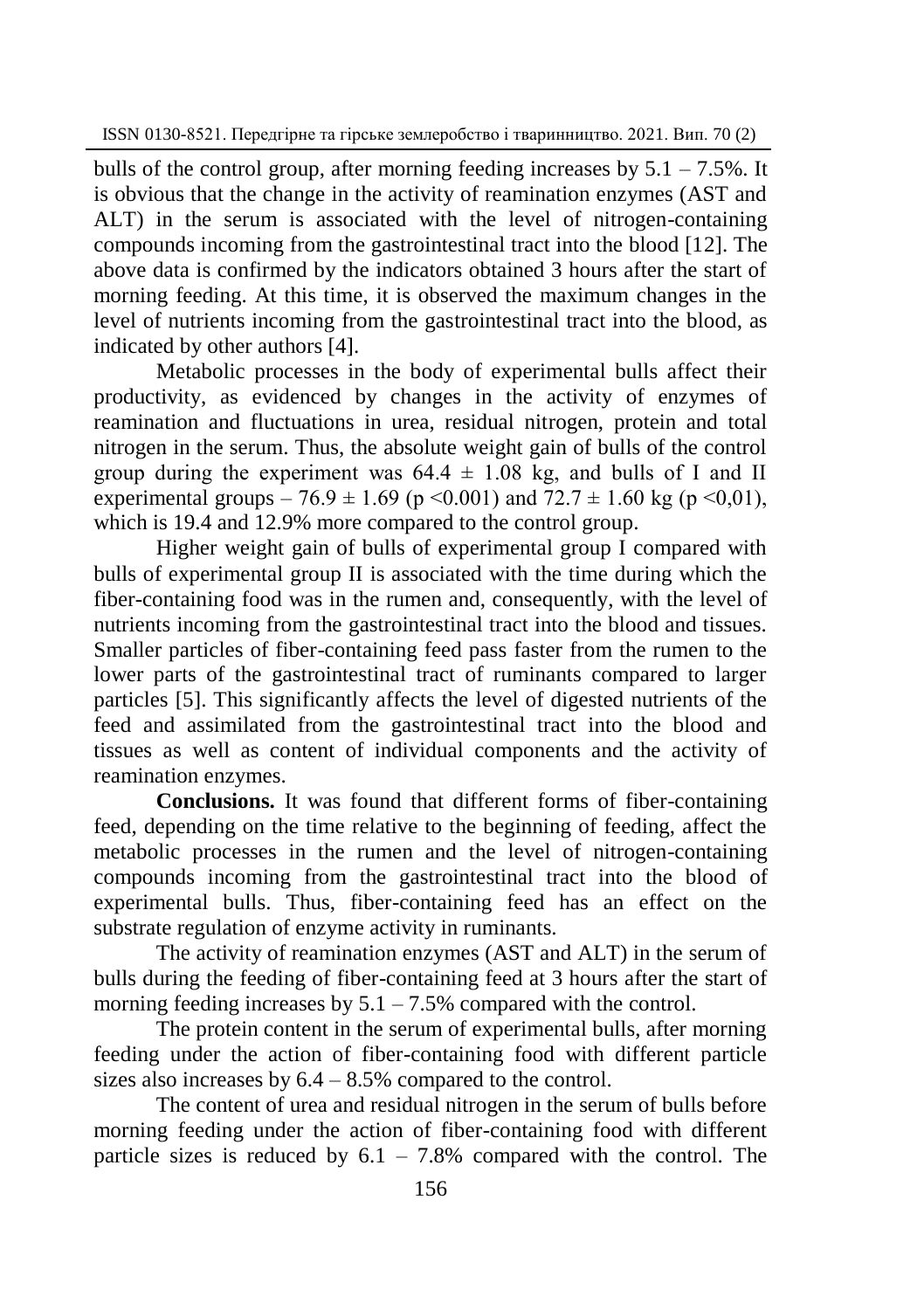bulls of the control group, after morning feeding increases by 5.1 – 7.5%. It is obvious that the change in the activity of reamination enzymes (AST and ALT) in the serum is associated with the level of nitrogen-containing compounds incoming from the gastrointestinal tract into the blood [12]. The above data is confirmed by the indicators obtained 3 hours after the start of morning feeding. At this time, it is observed the maximum changes in the level of nutrients incoming from the gastrointestinal tract into the blood, as indicated by other authors [4].

Metabolic processes in the body of experimental bulls affect their productivity, as evidenced by changes in the activity of enzymes of reamination and fluctuations in urea, residual nitrogen, protein and total nitrogen in the serum. Thus, the absolute weight gain of bulls of the control group during the experiment was $64.4 \pm 1.08$ kg, and bulls of I and II experimental groups – $76.9 \pm 1.69$ ($p < 0.001$) and $72.7 \pm 1.60$ kg ($p < 0{,}01$), which is 19.4 and 12.9% more compared to the control group.

Higher weight gain of bulls of experimental group I compared with bulls of experimental group II is associated with the time during which the fiber-containing food was in the rumen and, consequently, with the level of nutrients incoming from the gastrointestinal tract into the blood and tissues. Smaller particles of fiber-containing feed pass faster from the rumen to the lower parts of the gastrointestinal tract of ruminants compared to larger particles [5]. This significantly affects the level of digested nutrients of the feed and assimilated from the gastrointestinal tract into the blood and tissues as well as content of individual components and the activity of reamination enzymes.

**Conclusions.** It was found that different forms of fiber-containing feed, depending on the time relative to the beginning of feeding, affect the metabolic processes in the rumen and the level of nitrogen-containing compounds incoming from the gastrointestinal tract into the blood of experimental bulls. Thus, fiber-containing feed has an effect on the substrate regulation of enzyme activity in ruminants.

The activity of reamination enzymes (AST and ALT) in the serum of bulls during the feeding of fiber-containing feed at 3 hours after the start of morning feeding increases by 5.1 – 7.5% compared with the control.

The protein content in the serum of experimental bulls, after morning feeding under the action of fiber-containing food with different particle sizes also increases by 6.4 – 8.5% compared to the control.

The content of urea and residual nitrogen in the serum of bulls before morning feeding under the action of fiber-containing food with different particle sizes is reduced by 6.1 – 7.8% compared with the control. The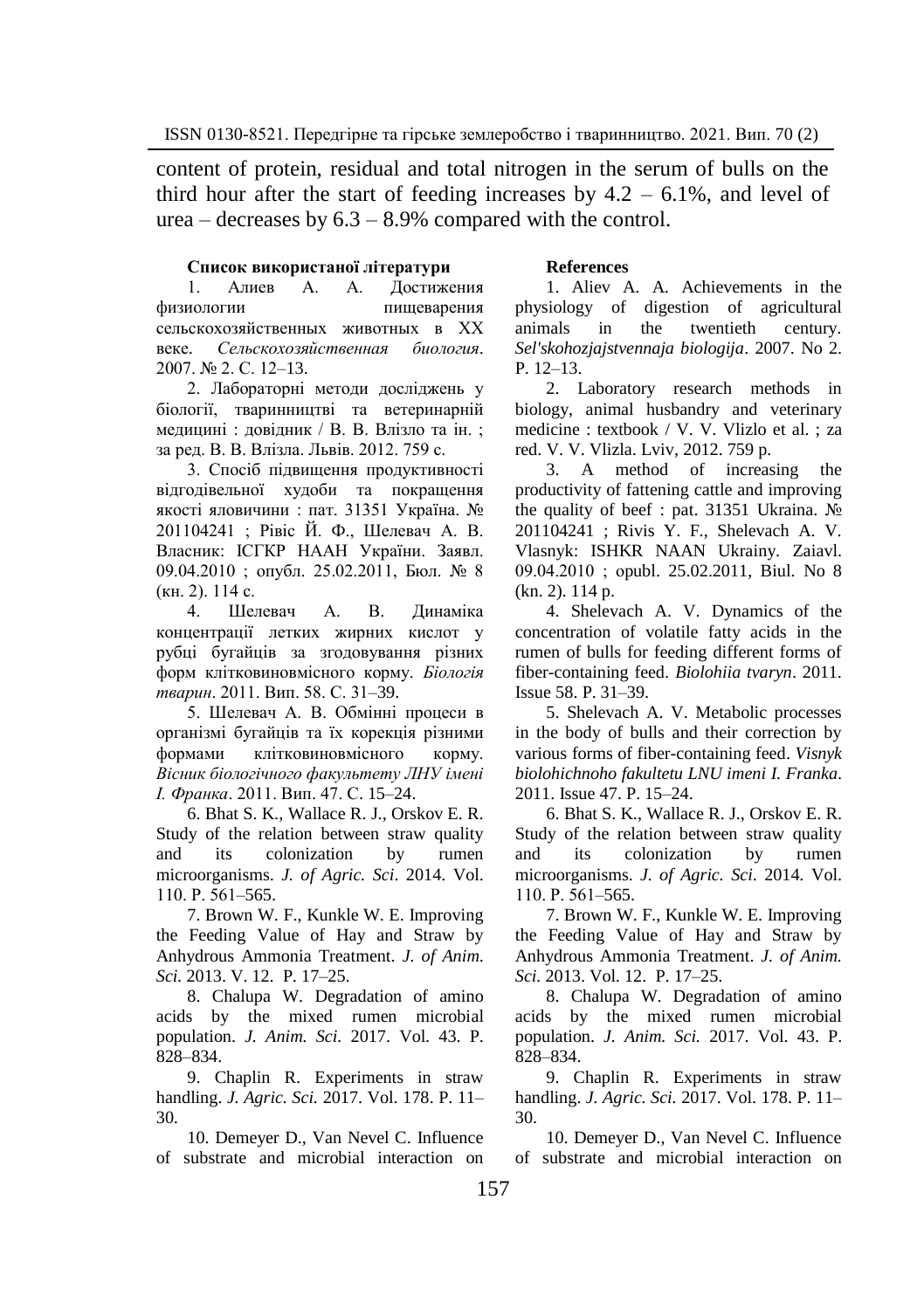content of protein, residual and total nitrogen in the serum of bulls on the third hour after the start of feeding increases by 4.2 – 6.1%, and level of urea – decreases by 6.3 – 8.9% compared with the control.

**Список використаної літератури**

1. Алиев А. А. Достижения физиологии пищеварения сельскохозяйственных животных в XX веке. *Сельскохозяйственная биология*. 2007. № 2. С. 12–13.

2. Лабораторні методи досліджень у біології, тваринництві та ветеринарній медицині : довідник / В. В. Влізло та ін. ; за ред. В. В. Влізла. Львів. 2012. 759 с.

3. Спосіб підвищення продуктивності відгодівельної худоби та покращення якості яловичини : пат. 31351 Україна. № 201104241 ; Рівіс Й. Ф., Шелевач А. В. Власник: ІСГКР НААН України. Заявл. 09.04.2010 ; опубл. 25.02.2011, Бюл. № 8 (кн. 2). 114 с.

4. Шелевач А. В. Динаміка концентрації летких жирних кислот у рубці бугайців за згодовування різних форм клітковиновмісного корму. *Біологія тварин*. 2011. Вип. 58. С. 31–39.

5. Шелевач А. В. Обмінні процеси в організмі бугайців та їх корекція різними формами клітковиновмісного корму. *Вісник біологічного факультету ЛНУ імені І. Франка*. 2011. Вип. 47. С. 15–24.

6. Bhat S. K., Wallace R. J., Orskov E. R. Study of the relation between straw quality and its colonization by rumen microorganisms. *J. of Agric. Sci*. 2014. Vol. 110. P. 561–565.

7. Brown W. F., Kunkle W. E. Improving the Feeding Value of Hay and Straw by Anhydrous Ammonia Treatment. *J. of Anim. Sci.* 2013. V. 12. P. 17–25.

8. Chalupa W. Degradation of amino acids by the mixed rumen microbial population. *J. Anim. Sci.* 2017. Vol. 43. P. 828–834.

9. Chaplin R. Experiments in straw handling. *J. Agric. Sci.* 2017. Vol. 178. P. 11–30.

10. Demeyer D., Van Nevel C. Influence of substrate and microbial interaction on

**References**

1. Aliev A. A. Achievements in the physiology of digestion of agricultural animals in the twentieth century. *Sel'skohozjajstvennaja biologija*. 2007. No 2. P. 12–13.

2. Laboratory research methods in biology, animal husbandry and veterinary medicine : textbook / V. V. Vlizlo et al. ; za red. V. V. Vlizla. Lviv, 2012. 759 p.

3. A method of increasing the productivity of fattening cattle and improving the quality of beef : pat. 31351 Ukraina. № 201104241 ; Rivis Y. F., Shelevach A. V. Vlasnyk: ISHKR NAAN Ukrainy. Zaiavl. 09.04.2010 ; opubl. 25.02.2011, Biul. No 8 (kn. 2). 114 p.

4. Shelevach A. V. Dynamics of the concentration of volatile fatty acids in the rumen of bulls for feeding different forms of fiber-containing feed. *Biolohiia tvaryn*. 2011. Issue 58. P. 31–39.

5. Shelevach A. V. Metabolic processes in the body of bulls and their correction by various forms of fiber-containing feed. *Visnyk biolohichnoho fakultetu LNU imeni I. Franka*. 2011. Issue 47. P. 15–24.

6. Bhat S. K., Wallace R. J., Orskov E. R. Study of the relation between straw quality and its colonization by rumen microorganisms. *J. of Agric. Sci*. 2014. Vol. 110. P. 561–565.

7. Brown W. F., Kunkle W. E. Improving the Feeding Value of Hay and Straw by Anhydrous Ammonia Treatment. *J. of Anim. Sci.* 2013. Vol. 12. P. 17–25.

8. Chalupa W. Degradation of amino acids by the mixed rumen microbial population. *J. Anim. Sci.* 2017. Vol. 43. P. 828–834.

9. Chaplin R. Experiments in straw handling. *J. Agric. Sci.* 2017. Vol. 178. P. 11–30.

10. Demeyer D., Van Nevel C. Influence of substrate and microbial interaction on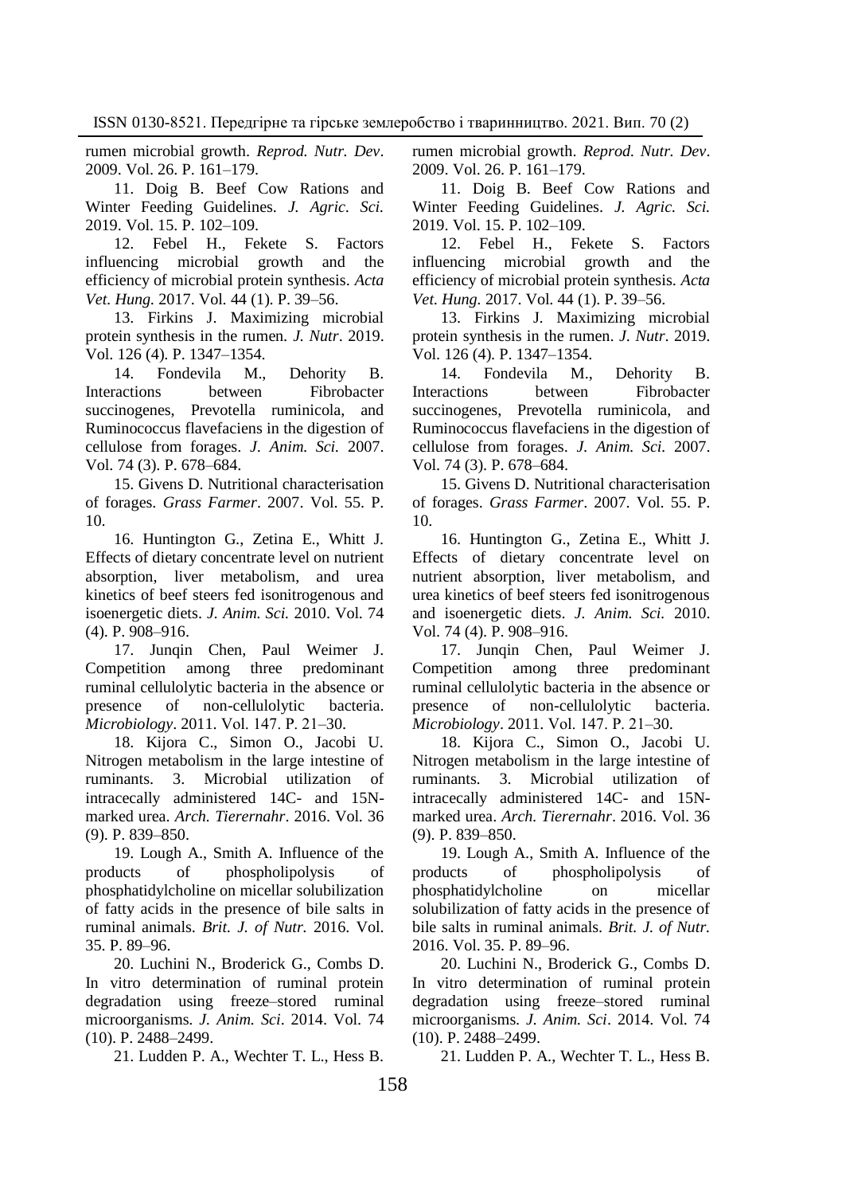rumen microbial growth. *Reprod. Nutr. Dev*. 2009. Vol. 26. P. 161–179.

11. Doig B. Beef Cow Rations and Winter Feeding Guidelines. *J. Agric. Sci.* 2019. Vol. 15. P. 102–109.

12. Febel H., Fekete S. Factors influencing microbial growth and the efficiency of microbial protein synthesis. *Acta Vet. Hung.* 2017. Vol. 44 (1). P. 39–56.

13. Firkins J. Maximizing microbial protein synthesis in the rumen. *J. Nutr*. 2019. Vol. 126 (4). P. 1347–1354.

14. Fondevila M., Dehority B. Interactions between Fibrobacter succinogenes, Prevotella ruminicola, and Ruminococcus flavefaciens in the digestion of cellulose from forages. *J. Anim. Sci.* 2007. Vol. 74 (3). P. 678–684.

15. Givens D. Nutritional characterisation of forages. *Grass Farmer*. 2007. Vol. 55. P. 10.

16. Huntington G., Zetina E., Whitt J. Effects of dietary concentrate level on nutrient absorption, liver metabolism, and urea kinetics of beef steers fed isonitrogenous and isoenergetic diets. *J. Anim. Sci.* 2010. Vol. 74 (4). P. 908–916.

17. Junqin Chen, Paul Weimer J. Competition among three predominant ruminal cellulolytic bacteria in the absence or presence of non-cellulolytic bacteria. *Microbiology*. 2011. Vol. 147. P. 21–30.

18. Kijora C., Simon O., Jacobi U. Nitrogen metabolism in the large intestine of ruminants. 3. Microbial utilization of intracecally administered 14C- and 15N-marked urea. *Arch. Tierernahr*. 2016. Vol. 36 (9). P. 839–850.

19. Lough A., Smith A. Influence of the products of phospholipolysis of phosphatidylcholine on micellar solubilization of fatty acids in the presence of bile salts in ruminal animals. *Brit. J. of Nutr.* 2016. Vol. 35. P. 89–96.

20. Luchini N., Broderick G., Combs D. In vitro determination of ruminal protein degradation using freeze–stored ruminal microorganisms. *J. Anim. Sci*. 2014. Vol. 74 (10). P. 2488–2499.

21. Ludden P. A., Wechter T. L., Hess B.

rumen microbial growth. *Reprod. Nutr. Dev*. 2009. Vol. 26. P. 161–179.

11. Doig B. Beef Cow Rations and Winter Feeding Guidelines. *J. Agric. Sci.* 2019. Vol. 15. P. 102–109.

12. Febel H., Fekete S. Factors influencing microbial growth and the efficiency of microbial protein synthesis. *Acta Vet. Hung.* 2017. Vol. 44 (1). P. 39–56.

13. Firkins J. Maximizing microbial protein synthesis in the rumen. *J. Nutr*. 2019. Vol. 126 (4). P. 1347–1354.

14. Fondevila M., Dehority B. Interactions between Fibrobacter succinogenes, Prevotella ruminicola, and Ruminococcus flavefaciens in the digestion of cellulose from forages. *J. Anim. Sci.* 2007. Vol. 74 (3). P. 678–684.

15. Givens D. Nutritional characterisation of forages. *Grass Farmer*. 2007. Vol. 55. P. 10.

16. Huntington G., Zetina E., Whitt J. Effects of dietary concentrate level on nutrient absorption, liver metabolism, and urea kinetics of beef steers fed isonitrogenous and isoenergetic diets. *J. Anim. Sci.* 2010. Vol. 74 (4). P. 908–916.

17. Junqin Chen, Paul Weimer J. Competition among three predominant ruminal cellulolytic bacteria in the absence or presence of non-cellulolytic bacteria. *Microbiology*. 2011. Vol. 147. P. 21–30.

18. Kijora C., Simon O., Jacobi U. Nitrogen metabolism in the large intestine of ruminants. 3. Microbial utilization of intracecally administered 14C- and 15N-marked urea. *Arch. Tierernahr*. 2016. Vol. 36 (9). P. 839–850.

19. Lough A., Smith A. Influence of the products of phospholipolysis of phosphatidylcholine on micellar solubilization of fatty acids in the presence of bile salts in ruminal animals. *Brit. J. of Nutr.* 2016. Vol. 35. P. 89–96.

20. Luchini N., Broderick G., Combs D. In vitro determination of ruminal protein degradation using freeze–stored ruminal microorganisms. *J. Anim. Sci*. 2014. Vol. 74 (10). P. 2488–2499.

21. Ludden P. A., Wechter T. L., Hess B.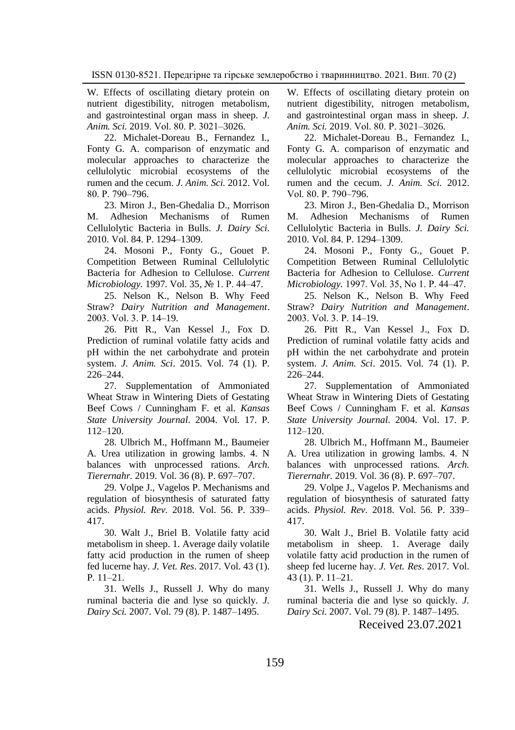W. Effects of oscillating dietary protein on nutrient digestibility, nitrogen metabolism, and gastrointestinal organ mass in sheep. *J. Anim. Sci.* 2019. Vol. 80. P. 3021–3026.

22. Michalet-Doreau B., Fernandez I., Fonty G. A. comparison of enzymatic and molecular approaches to characterize the cellulolytic microbial ecosystems of the rumen and the cecum. *J. Anim. Sci.* 2012. Vol. 80. P. 790–796.

23. Miron J., Ben-Ghedalia D., Morrison M. Adhesion Mechanisms of Rumen Cellulolytic Bacteria in Bulls. *J. Dairy Sci.* 2010. Vol. 84. P. 1294–1309.

24. Mosoni P., Fonty G., Gouet P. Competition Between Ruminal Cellulolytic Bacteria for Adhesion to Cellulose. *Current Microbiology.* 1997. Vol. 35, № 1. P. 44–47.

25. Nelson K., Nelson B. Why Feed Straw? *Dairy Nutrition and Management*. 2003. Vol. 3. P. 14–19.

26. Pitt R., Van Kessel J., Fox D. Prediction of ruminal volatile fatty acids and pH within the net carbohydrate and protein system. *J. Anim. Sci*. 2015. Vol. 74 (1). P. 226–244.

27. Supplementation of Ammoniated Wheat Straw in Wintering Diets of Gestating Beef Cows / Cunningham F. et al. *Kansas State University Journal*. 2004. Vol. 17. P. 112–120.

28. Ulbrich M., Hoffmann M., Baumeier A. Urea utilization in growing lambs. 4. N balances with unprocessed rations. *Arch. Tierernahr.* 2019. Vol. 36 (8). P. 697–707.

29. Volpe J., Vagelos P. Mechanisms and regulation of biosynthesis of saturated fatty acids. *Physiol. Rev.* 2018. Vol. 56. P. 339–417.

30. Walt J., Briel B. Volatile fatty acid metabolism in sheep. 1. Average daily volatile fatty acid production in the rumen of sheep fed lucerne hay. *J. Vet. Res*. 2017. Vol. 43 (1). P. 11–21.

31. Wells J., Russell J. Why do many ruminal bacteria die and lyse so quickly. *J. Dairy Sci.* 2007. Vol. 79 (8). P. 1487–1495.

W. Effects of oscillating dietary protein on nutrient digestibility, nitrogen metabolism, and gastrointestinal organ mass in sheep. *J. Anim. Sci.* 2019. Vol. 80. P. 3021–3026.

22. Michalet-Doreau B., Fernandez I., Fonty G. A. comparison of enzymatic and molecular approaches to characterize the cellulolytic microbial ecosystems of the rumen and the cecum. *J. Anim. Sci.* 2012. Vol. 80. P. 790–796.

23. Miron J., Ben-Ghedalia D., Morrison M. Adhesion Mechanisms of Rumen Cellulolytic Bacteria in Bulls. *J. Dairy Sci.* 2010. Vol. 84. P. 1294–1309.

24. Mosoni P., Fonty G., Gouet P. Competition Between Ruminal Cellulolytic Bacteria for Adhesion to Cellulose. *Current Microbiology.* 1997. Vol. 35, No 1. P. 44–47.

25. Nelson K., Nelson B. Why Feed Straw? *Dairy Nutrition and Management*. 2003. Vol. 3. P. 14–19.

26. Pitt R., Van Kessel J., Fox D. Prediction of ruminal volatile fatty acids and pH within the net carbohydrate and protein system. *J. Anim. Sci*. 2015. Vol. 74 (1). P. 226–244.

27. Supplementation of Ammoniated Wheat Straw in Wintering Diets of Gestating Beef Cows / Cunningham F. et al. *Kansas State University Journal*. 2004. Vol. 17. P. 112–120.

28. Ulbrich M., Hoffmann M., Baumeier A. Urea utilization in growing lambs. 4. N balances with unprocessed rations. *Arch. Tierernahr.* 2019. Vol. 36 (8). P. 697–707.

29. Volpe J., Vagelos P. Mechanisms and regulation of biosynthesis of saturated fatty acids. *Physiol. Rev*. 2018. Vol. 56. P. 339–417.

30. Walt J., Briel B. Volatile fatty acid metabolism in sheep. 1. Average daily volatile fatty acid production in the rumen of sheep fed lucerne hay. *J. Vet. Res*. 2017. Vol. 43 (1). P. 11–21.

31. Wells J., Russell J. Why do many ruminal bacteria die and lyse so quickly. *J. Dairy Sci.* 2007. Vol. 79 (8). P. 1487–1495.

Received 23.07.2021